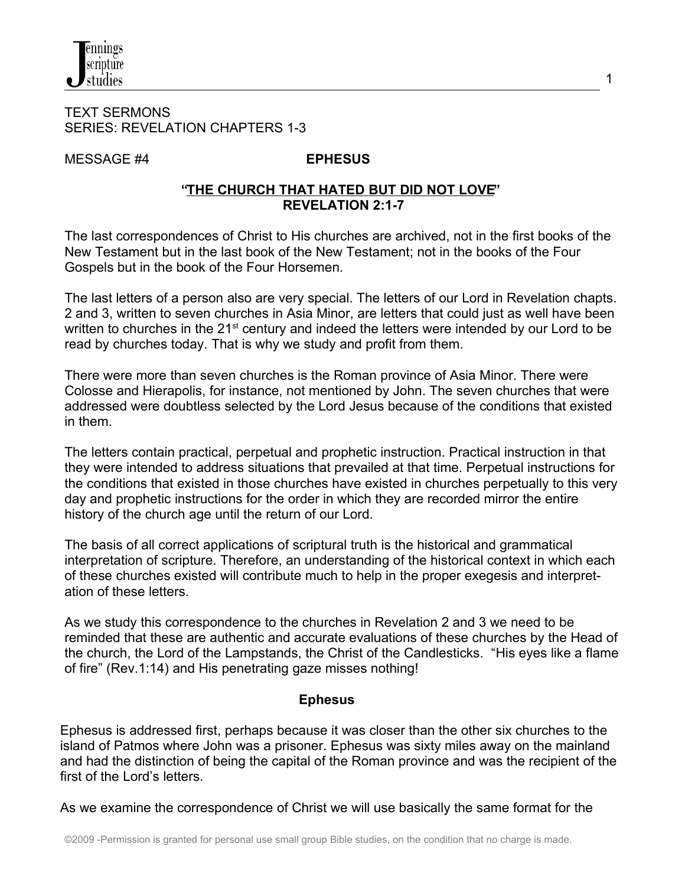TEXT SERMONS
SERIES: REVELATION CHAPTERS 1-3

MESSAGE #4 **EPHESUS**

**"THE CHURCH THAT HATED BUT DID NOT LOVE"**
**REVELATION 2:1-7**

The last correspondences of Christ to His churches are archived, not in the first books of the New Testament but in the last book of the New Testament; not in the books of the Four Gospels but in the book of the Four Horsemen.

The last letters of a person also are very special. The letters of our Lord in Revelation chapts. 2 and 3, written to seven churches in Asia Minor, are letters that could just as well have been written to churches in the 21st century and indeed the letters were intended by our Lord to be read by churches today. That is why we study and profit from them.

There were more than seven churches is the Roman province of Asia Minor. There were Colosse and Hierapolis, for instance, not mentioned by John. The seven churches that were addressed were doubtless selected by the Lord Jesus because of the conditions that existed in them.

The letters contain practical, perpetual and prophetic instruction. Practical instruction in that they were intended to address situations that prevailed at that time. Perpetual instructions for the conditions that existed in those churches have existed in churches perpetually to this very day and prophetic instructions for the order in which they are recorded mirror the entire history of the church age until the return of our Lord.

The basis of all correct applications of scriptural truth is the historical and grammatical interpretation of scripture. Therefore, an understanding of the historical context in which each of these churches existed will contribute much to help in the proper exegesis and interpretation of these letters.

As we study this correspondence to the churches in Revelation 2 and 3 we need to be reminded that these are authentic and accurate evaluations of these churches by the Head of the church, the Lord of the Lampstands, the Christ of the Candlesticks. "His eyes like a flame of fire" (Rev.1:14) and His penetrating gaze misses nothing!

### Ephesus

Ephesus is addressed first, perhaps because it was closer than the other six churches to the island of Patmos where John was a prisoner. Ephesus was sixty miles away on the mainland and had the distinction of being the capital of the Roman province and was the recipient of the first of the Lord's letters.

As we examine the correspondence of Christ we will use basically the same format for the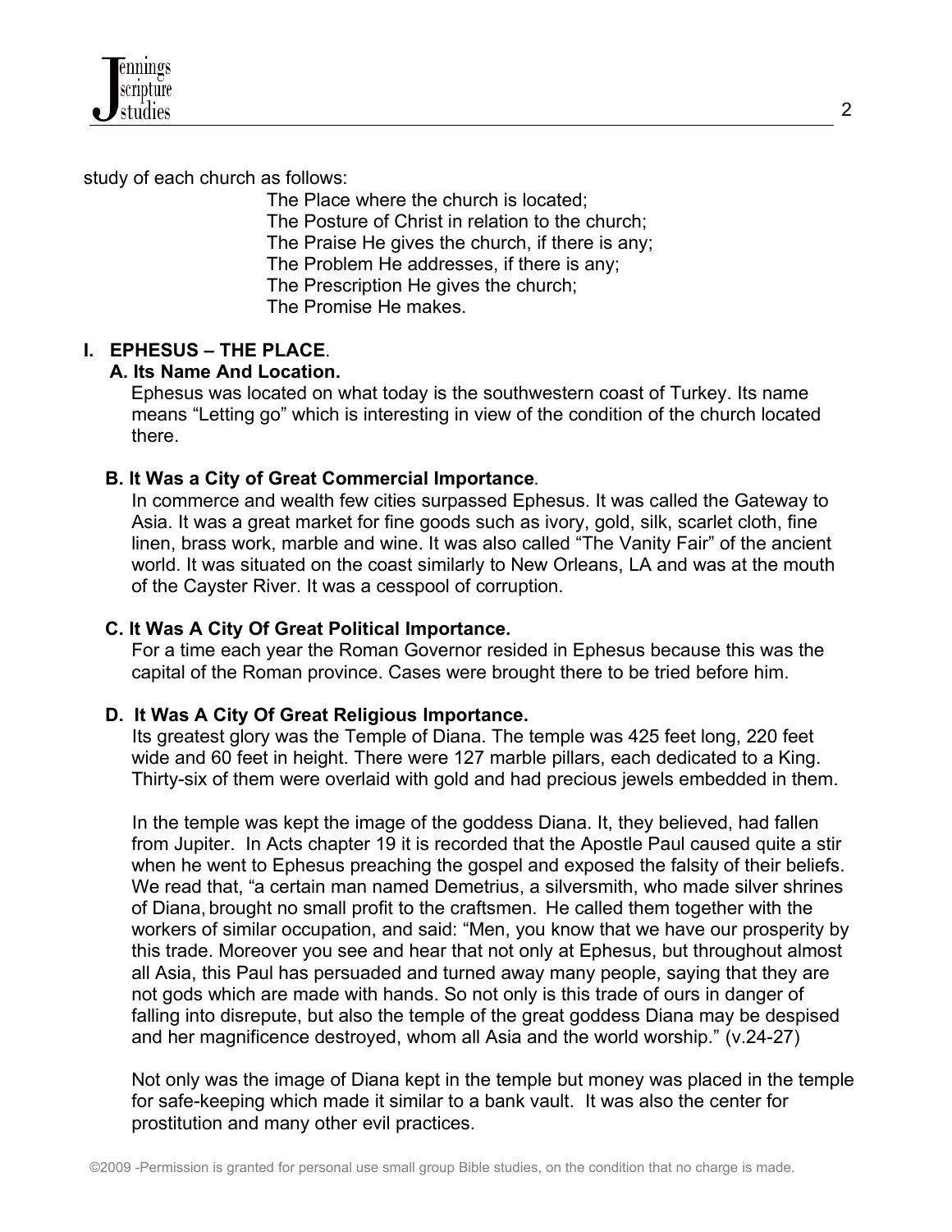study of each church as follows:

The Place where the church is located;
The Posture of Christ in relation to the church;
The Praise He gives the church, if there is any;
The Problem He addresses, if there is any;
The Prescription He gives the church;
The Promise He makes.

## I. EPHESUS – THE PLACE.

### A. Its Name And Location.

Ephesus was located on what today is the southwestern coast of Turkey. Its name means "Letting go" which is interesting in view of the condition of the church located there.

### B. It Was a City of Great Commercial Importance.

In commerce and wealth few cities surpassed Ephesus. It was called the Gateway to Asia. It was a great market for fine goods such as ivory, gold, silk, scarlet cloth, fine linen, brass work, marble and wine. It was also called "The Vanity Fair" of the ancient world. It was situated on the coast similarly to New Orleans, LA and was at the mouth of the Cayster River. It was a cesspool of corruption.

### C. It Was A City Of Great Political Importance.

For a time each year the Roman Governor resided in Ephesus because this was the capital of the Roman province. Cases were brought there to be tried before him.

### D. It Was A City Of Great Religious Importance.

Its greatest glory was the Temple of Diana. The temple was 425 feet long, 220 feet wide and 60 feet in height. There were 127 marble pillars, each dedicated to a King. Thirty-six of them were overlaid with gold and had precious jewels embedded in them.

In the temple was kept the image of the goddess Diana. It, they believed, had fallen from Jupiter. In Acts chapter 19 it is recorded that the Apostle Paul caused quite a stir when he went to Ephesus preaching the gospel and exposed the falsity of their beliefs. We read that, "a certain man named Demetrius, a silversmith, who made silver shrines of Diana, brought no small profit to the craftsmen. He called them together with the workers of similar occupation, and said: "Men, you know that we have our prosperity by this trade. Moreover you see and hear that not only at Ephesus, but throughout almost all Asia, this Paul has persuaded and turned away many people, saying that they are not gods which are made with hands. So not only is this trade of ours in danger of falling into disrepute, but also the temple of the great goddess Diana may be despised and her magnificence destroyed, whom all Asia and the world worship." (v.24-27)

Not only was the image of Diana kept in the temple but money was placed in the temple for safe-keeping which made it similar to a bank vault. It was also the center for prostitution and many other evil practices.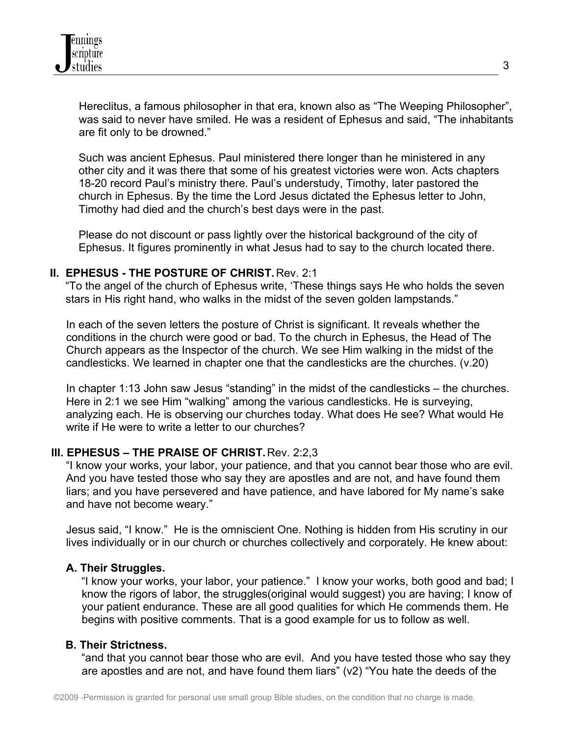Hereclitus, a famous philosopher in that era, known also as "The Weeping Philosopher", was said to never have smiled. He was a resident of Ephesus and said, "The inhabitants are fit only to be drowned."

Such was ancient Ephesus. Paul ministered there longer than he ministered in any other city and it was there that some of his greatest victories were won. Acts chapters 18-20 record Paul's ministry there. Paul's understudy, Timothy, later pastored the church in Ephesus. By the time the Lord Jesus dictated the Ephesus letter to John, Timothy had died and the church's best days were in the past.

Please do not discount or pass lightly over the historical background of the city of Ephesus. It figures prominently in what Jesus had to say to the church located there.

## II. EPHESUS - THE POSTURE OF CHRIST. Rev. 2:1

"To the angel of the church of Ephesus write, 'These things says He who holds the seven stars in His right hand, who walks in the midst of the seven golden lampstands."

In each of the seven letters the posture of Christ is significant. It reveals whether the conditions in the church were good or bad. To the church in Ephesus, the Head of The Church appears as the Inspector of the church. We see Him walking in the midst of the candlesticks. We learned in chapter one that the candlesticks are the churches. (v.20)

In chapter 1:13 John saw Jesus "standing" in the midst of the candlesticks – the churches. Here in 2:1 we see Him "walking" among the various candlesticks. He is surveying, analyzing each. He is observing our churches today. What does He see? What would He write if He were to write a letter to our churches?

## III. EPHESUS – THE PRAISE OF CHRIST. Rev. 2:2,3

"I know your works, your labor, your patience, and that you cannot bear those who are evil. And you have tested those who say they are apostles and are not, and have found them liars; and you have persevered and have patience, and have labored for My name's sake and have not become weary."

Jesus said, "I know." He is the omniscient One. Nothing is hidden from His scrutiny in our lives individually or in our church or churches collectively and corporately. He knew about:

### A. Their Struggles.

"I know your works, your labor, your patience." I know your works, both good and bad; I know the rigors of labor, the struggles(original would suggest) you are having; I know of your patient endurance. These are all good qualities for which He commends them. He begins with positive comments. That is a good example for us to follow as well.

### B. Their Strictness.

"and that you cannot bear those who are evil. And you have tested those who say they are apostles and are not, and have found them liars" (v2) "You hate the deeds of the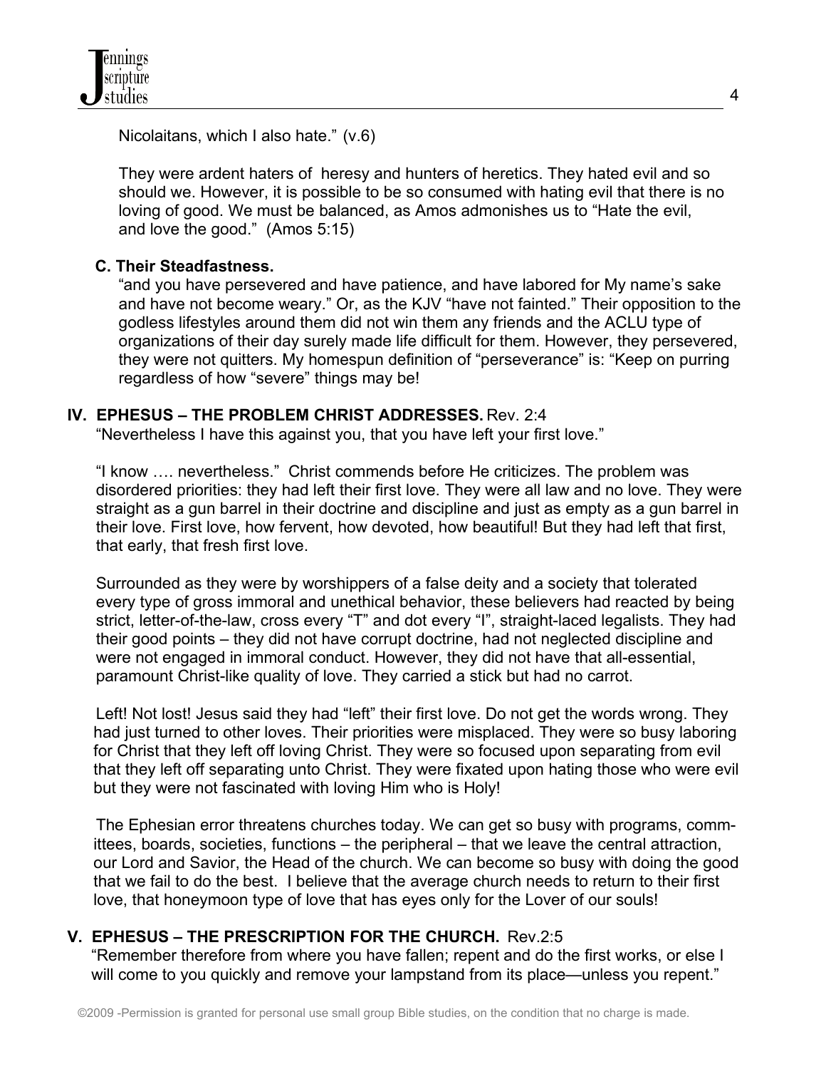Nicolaitans, which I also hate." (v.6)

They were ardent haters of heresy and hunters of heretics. They hated evil and so should we. However, it is possible to be so consumed with hating evil that there is no loving of good. We must be balanced, as Amos admonishes us to "Hate the evil, and love the good." (Amos 5:15)

### C. Their Steadfastness.

"and you have persevered and have patience, and have labored for My name's sake and have not become weary." Or, as the KJV "have not fainted." Their opposition to the godless lifestyles around them did not win them any friends and the ACLU type of organizations of their day surely made life difficult for them. However, they persevered, they were not quitters. My homespun definition of "perseverance" is: "Keep on purring regardless of how "severe" things may be!

## IV. EPHESUS – THE PROBLEM CHRIST ADDRESSES. Rev. 2:4

"Nevertheless I have this against you, that you have left your first love."

"I know …. nevertheless." Christ commends before He criticizes. The problem was disordered priorities: they had left their first love. They were all law and no love. They were straight as a gun barrel in their doctrine and discipline and just as empty as a gun barrel in their love. First love, how fervent, how devoted, how beautiful! But they had left that first, that early, that fresh first love.

Surrounded as they were by worshippers of a false deity and a society that tolerated every type of gross immoral and unethical behavior, these believers had reacted by being strict, letter-of-the-law, cross every "T" and dot every "I", straight-laced legalists. They had their good points – they did not have corrupt doctrine, had not neglected discipline and were not engaged in immoral conduct. However, they did not have that all-essential, paramount Christ-like quality of love. They carried a stick but had no carrot.

Left! Not lost! Jesus said they had "left" their first love. Do not get the words wrong. They had just turned to other loves. Their priorities were misplaced. They were so busy laboring for Christ that they left off loving Christ. They were so focused upon separating from evil that they left off separating unto Christ. They were fixated upon hating those who were evil but they were not fascinated with loving Him who is Holy!

The Ephesian error threatens churches today. We can get so busy with programs, committees, boards, societies, functions – the peripheral – that we leave the central attraction, our Lord and Savior, the Head of the church. We can become so busy with doing the good that we fail to do the best. I believe that the average church needs to return to their first love, that honeymoon type of love that has eyes only for the Lover of our souls!

## V. EPHESUS – THE PRESCRIPTION FOR THE CHURCH. Rev.2:5

"Remember therefore from where you have fallen; repent and do the first works, or else I will come to you quickly and remove your lampstand from its place—unless you repent."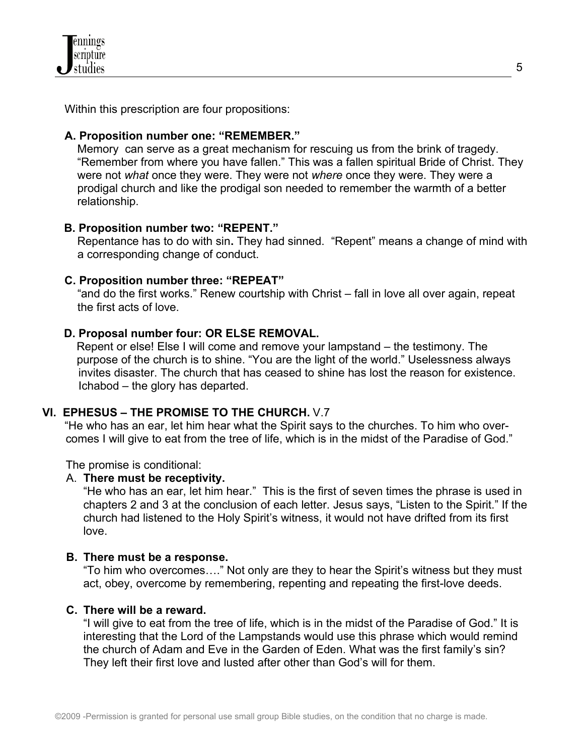Within this prescription are four propositions:

**A. Proposition number one: "REMEMBER."**

Memory can serve as a great mechanism for rescuing us from the brink of tragedy. "Remember from where you have fallen." This was a fallen spiritual Bride of Christ. They were not *what* once they were. They were not *where* once they were. They were a prodigal church and like the prodigal son needed to remember the warmth of a better relationship.

**B. Proposition number two: "REPENT."**

Repentance has to do with sin**.** They had sinned. "Repent" means a change of mind with a corresponding change of conduct.

**C. Proposition number three: "REPEAT"**

"and do the first works." Renew courtship with Christ – fall in love all over again, repeat the first acts of love.

**D. Proposal number four: OR ELSE REMOVAL.**

Repent or else! Else I will come and remove your lampstand – the testimony. The purpose of the church is to shine. "You are the light of the world." Uselessness always invites disaster. The church that has ceased to shine has lost the reason for existence. Ichabod – the glory has departed.

## VI. EPHESUS – THE PROMISE TO THE CHURCH. V.7

"He who has an ear, let him hear what the Spirit says to the churches. To him who over-comes I will give to eat from the tree of life, which is in the midst of the Paradise of God."

The promise is conditional:

A. **There must be receptivity.**

"He who has an ear, let him hear." This is the first of seven times the phrase is used in chapters 2 and 3 at the conclusion of each letter. Jesus says, "Listen to the Spirit." If the church had listened to the Holy Spirit's witness, it would not have drifted from its first love.

**B. There must be a response.**

"To him who overcomes…." Not only are they to hear the Spirit's witness but they must act, obey, overcome by remembering, repenting and repeating the first-love deeds.

**C. There will be a reward.**

"I will give to eat from the tree of life, which is in the midst of the Paradise of God." It is interesting that the Lord of the Lampstands would use this phrase which would remind the church of Adam and Eve in the Garden of Eden. What was the first family's sin? They left their first love and lusted after other than God's will for them.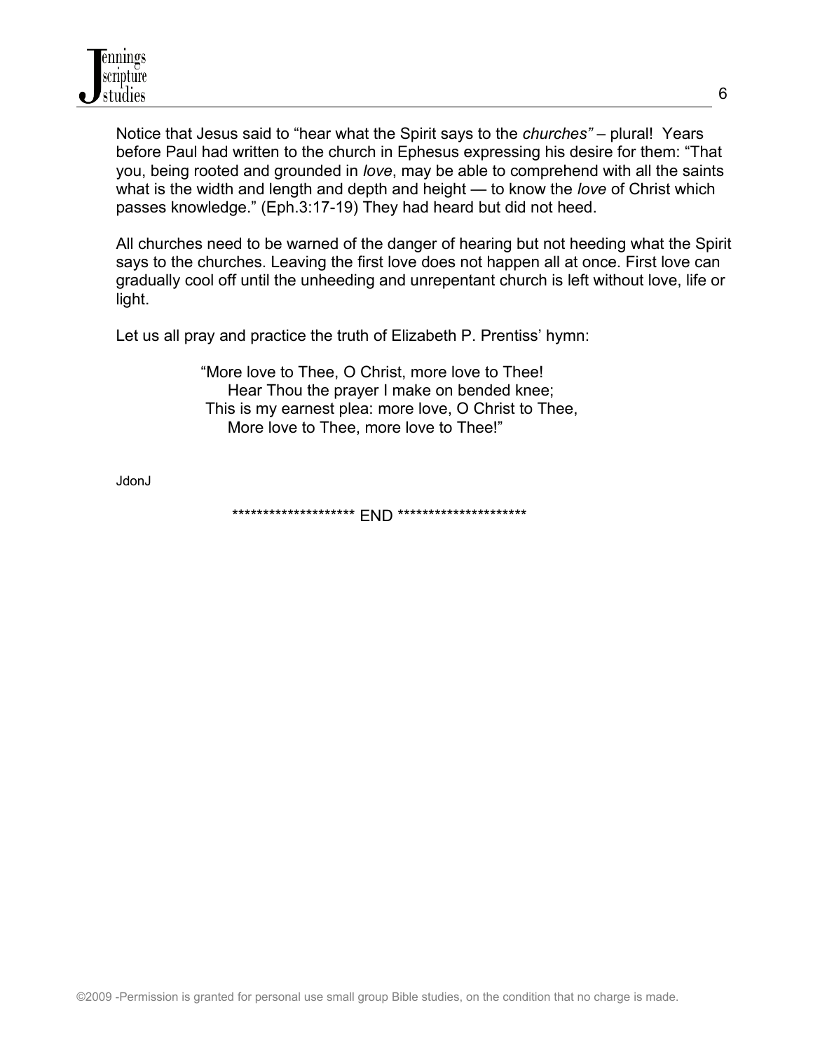Notice that Jesus said to "hear what the Spirit says to the *churches"* – plural! Years before Paul had written to the church in Ephesus expressing his desire for them: "That you, being rooted and grounded in *love*, may be able to comprehend with all the saints what is the width and length and depth and height — to know the *love* of Christ which passes knowledge." (Eph.3:17-19) They had heard but did not heed.

All churches need to be warned of the danger of hearing but not heeding what the Spirit says to the churches. Leaving the first love does not happen all at once. First love can gradually cool off until the unheeding and unrepentant church is left without love, life or light.

Let us all pray and practice the truth of Elizabeth P. Prentiss' hymn:

> "More love to Thee, O Christ, more love to Thee!
> Hear Thou the prayer I make on bended knee;
> This is my earnest plea: more love, O Christ to Thee,
> More love to Thee, more love to Thee!"

JdonJ

******************** END *********************

©2009 -Permission is granted for personal use small group Bible studies, on the condition that no charge is made.